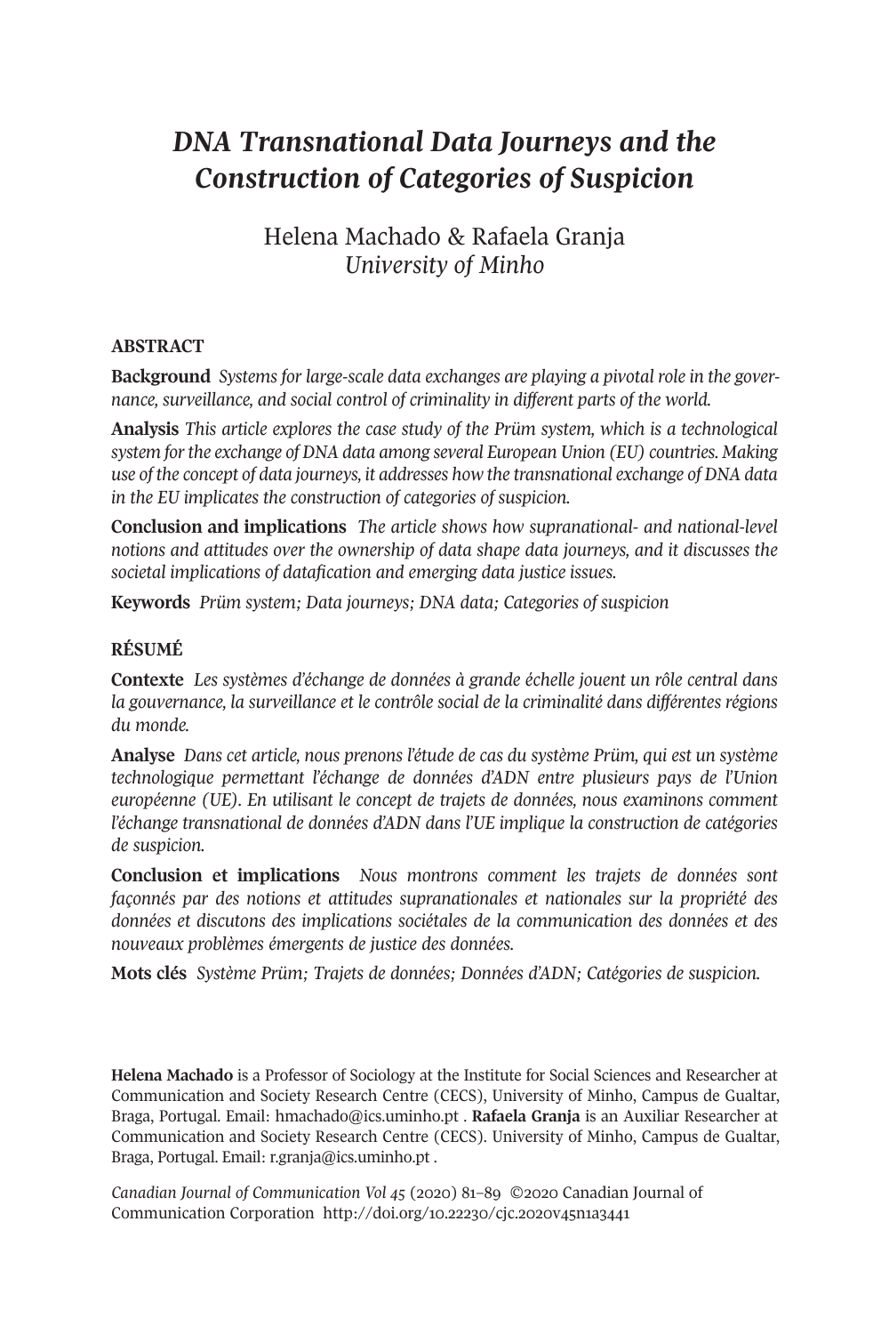# *DNA Transnational Data Journeys and the Construction of Categories of Suspicion*

Helena Machado & Rafaela Granja
*University of Minho*

## ABSTRACT

**Background** *Systems for large-scale data exchanges are playing a pivotal role in the governance, surveillance, and social control of criminality in different parts of the world.*

**Analysis** *This article explores the case study of the Prüm system, which is a technological system for the exchange of DNA data among several European Union (EU) countries. Making use of the concept of data journeys, it addresses how the transnational exchange of DNA data in the EU implicates the construction of categories of suspicion.*

**Conclusion and implications** *The article shows how supranational- and national-level notions and attitudes over the ownership of data shape data journeys, and it discusses the societal implications of datafication and emerging data justice issues.*

**Keywords** *Prüm system; Data journeys; DNA data; Categories of suspicion*

## RÉSUMÉ

**Contexte** *Les systèmes d'échange de données à grande échelle jouent un rôle central dans la gouvernance, la surveillance et le contrôle social de la criminalité dans différentes régions du monde.*

**Analyse** *Dans cet article, nous prenons l'étude de cas du système Prüm, qui est un système technologique permettant l'échange de données d'ADN entre plusieurs pays de l'Union européenne (UE). En utilisant le concept de trajets de données, nous examinons comment l'échange transnational de données d'ADN dans l'UE implique la construction de catégories de suspicion.*

**Conclusion et implications** *Nous montrons comment les trajets de données sont façonnés par des notions et attitudes supranationales et nationales sur la propriété des données et discutons des implications sociétales de la communication des données et des nouveaux problèmes émergents de justice des données.*

**Mots clés** *Système Prüm; Trajets de données; Données d'ADN; Catégories de suspicion.*

**Helena Machado** is a Professor of Sociology at the Institute for Social Sciences and Researcher at Communication and Society Research Centre (CECS), University of Minho, Campus de Gualtar, Braga, Portugal. Email: hmachado@ics.uminho.pt . **Rafaela Granja** is an Auxiliar Researcher at Communication and Society Research Centre (CECS). University of Minho, Campus de Gualtar, Braga, Portugal. Email: r.granja@ics.uminho.pt .

*Canadian Journal of Communication Vol 45* (2020) 81–89 ©2020 Canadian Journal of Communication Corporation http://doi.org/10.22230/cjc.2020v45n1a3441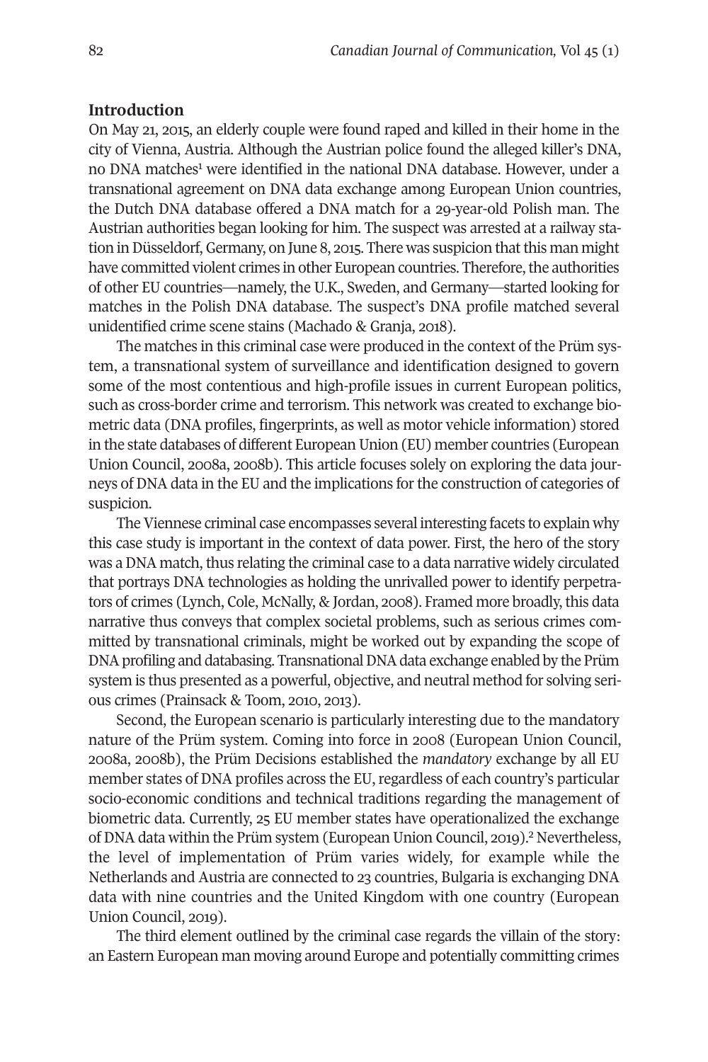## Introduction

On May 21, 2015, an elderly couple were found raped and killed in their home in the city of Vienna, Austria. Although the Austrian police found the alleged killer's DNA, no DNA matches[1] were identified in the national DNA database. However, under a transnational agreement on DNA data exchange among European Union countries, the Dutch DNA database offered a DNA match for a 29-year-old Polish man. The Austrian authorities began looking for him. The suspect was arrested at a railway station in Düsseldorf, Germany, on June 8, 2015. There was suspicion that this man might have committed violent crimes in other European countries. Therefore, the authorities of other EU countries—namely, the U.K., Sweden, and Germany—started looking for matches in the Polish DNA database. The suspect's DNA profile matched several unidentified crime scene stains (Machado & Granja, 2018).

The matches in this criminal case were produced in the context of the Prüm system, a transnational system of surveillance and identification designed to govern some of the most contentious and high-profile issues in current European politics, such as cross-border crime and terrorism. This network was created to exchange biometric data (DNA profiles, fingerprints, as well as motor vehicle information) stored in the state databases of different European Union (EU) member countries (European Union Council, 2008a, 2008b). This article focuses solely on exploring the data journeys of DNA data in the EU and the implications for the construction of categories of suspicion.

The Viennese criminal case encompasses several interesting facets to explain why this case study is important in the context of data power. First, the hero of the story was a DNA match, thus relating the criminal case to a data narrative widely circulated that portrays DNA technologies as holding the unrivalled power to identify perpetrators of crimes (Lynch, Cole, McNally, & Jordan, 2008). Framed more broadly, this data narrative thus conveys that complex societal problems, such as serious crimes committed by transnational criminals, might be worked out by expanding the scope of DNA profiling and databasing. Transnational DNA data exchange enabled by the Prüm system is thus presented as a powerful, objective, and neutral method for solving serious crimes (Prainsack & Toom, 2010, 2013).

Second, the European scenario is particularly interesting due to the mandatory nature of the Prüm system. Coming into force in 2008 (European Union Council, 2008a, 2008b), the Prüm Decisions established the *mandatory* exchange by all EU member states of DNA profiles across the EU, regardless of each country's particular socio-economic conditions and technical traditions regarding the management of biometric data. Currently, 25 EU member states have operationalized the exchange of DNA data within the Prüm system (European Union Council, 2019).[2] Nevertheless, the level of implementation of Prüm varies widely, for example while the Netherlands and Austria are connected to 23 countries, Bulgaria is exchanging DNA data with nine countries and the United Kingdom with one country (European Union Council, 2019).

The third element outlined by the criminal case regards the villain of the story: an Eastern European man moving around Europe and potentially committing crimes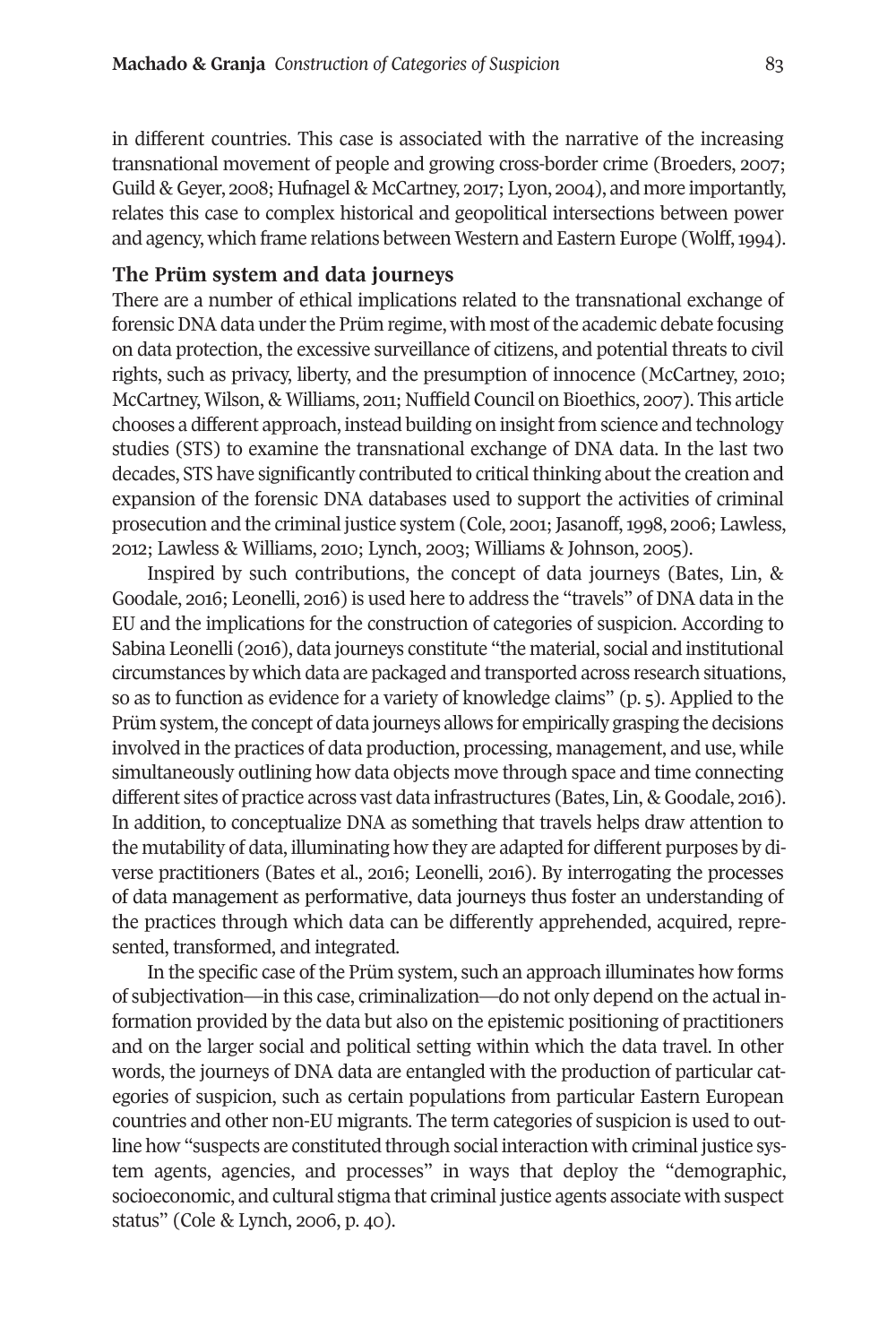in different countries. This case is associated with the narrative of the increasing transnational movement of people and growing cross-border crime (Broeders, 2007; Guild & Geyer, 2008; Hufnagel & McCartney, 2017; Lyon, 2004), and more importantly, relates this case to complex historical and geopolitical intersections between power and agency, which frame relations between Western and Eastern Europe (Wolff, 1994).

## The Prüm system and data journeys

There are a number of ethical implications related to the transnational exchange of forensic DNA data under the Prüm regime, with most of the academic debate focusing on data protection, the excessive surveillance of citizens, and potential threats to civil rights, such as privacy, liberty, and the presumption of innocence (McCartney, 2010; McCartney, Wilson, & Williams, 2011; Nuffield Council on Bioethics, 2007). This article chooses a different approach, instead building on insight from science and technology studies (STS) to examine the transnational exchange of DNA data. In the last two decades, STS have significantly contributed to critical thinking about the creation and expansion of the forensic DNA databases used to support the activities of criminal prosecution and the criminal justice system (Cole, 2001; Jasanoff, 1998, 2006; Lawless, 2012; Lawless & Williams, 2010; Lynch, 2003; Williams & Johnson, 2005).

Inspired by such contributions, the concept of data journeys (Bates, Lin, & Goodale, 2016; Leonelli, 2016) is used here to address the "travels" of DNA data in the EU and the implications for the construction of categories of suspicion. According to Sabina Leonelli (2016), data journeys constitute "the material, social and institutional circumstances by which data are packaged and transported across research situations, so as to function as evidence for a variety of knowledge claims" (p. 5). Applied to the Prüm system, the concept of data journeys allows for empirically grasping the decisions involved in the practices of data production, processing, management, and use, while simultaneously outlining how data objects move through space and time connecting different sites of practice across vast data infrastructures (Bates, Lin, & Goodale, 2016). In addition, to conceptualize DNA as something that travels helps draw attention to the mutability of data, illuminating how they are adapted for different purposes by diverse practitioners (Bates et al., 2016; Leonelli, 2016). By interrogating the processes of data management as performative, data journeys thus foster an understanding of the practices through which data can be differently apprehended, acquired, represented, transformed, and integrated.

In the specific case of the Prüm system, such an approach illuminates how forms of subjectivation—in this case, criminalization—do not only depend on the actual information provided by the data but also on the epistemic positioning of practitioners and on the larger social and political setting within which the data travel. In other words, the journeys of DNA data are entangled with the production of particular categories of suspicion, such as certain populations from particular Eastern European countries and other non-EU migrants. The term categories of suspicion is used to outline how "suspects are constituted through social interaction with criminal justice system agents, agencies, and processes" in ways that deploy the "demographic, socioeconomic, and cultural stigma that criminal justice agents associate with suspect status" (Cole & Lynch, 2006, p. 40).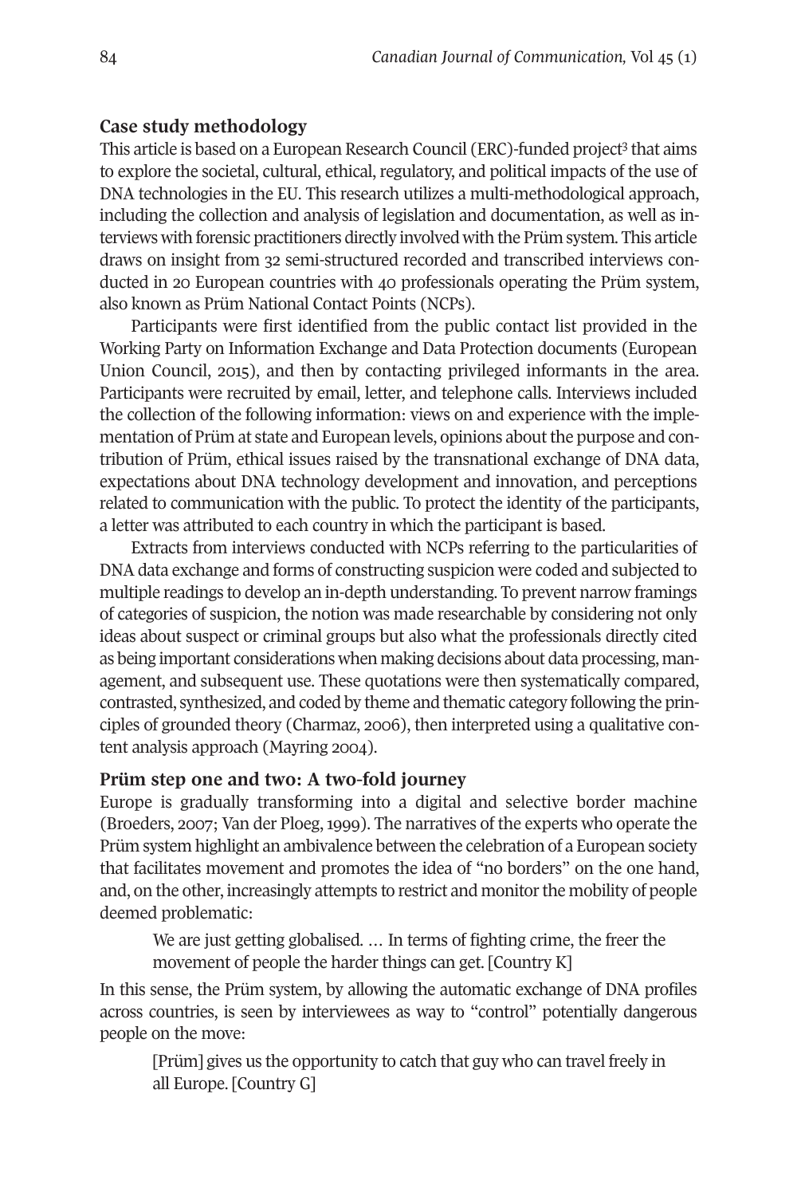## Case study methodology

This article is based on a European Research Council (ERC)-funded project[3] that aims to explore the societal, cultural, ethical, regulatory, and political impacts of the use of DNA technologies in the EU. This research utilizes a multi-methodological approach, including the collection and analysis of legislation and documentation, as well as interviews with forensic practitioners directly involved with the Prüm system. This article draws on insight from 32 semi-structured recorded and transcribed interviews conducted in 20 European countries with 40 professionals operating the Prüm system, also known as Prüm National Contact Points (NCPs).

Participants were first identified from the public contact list provided in the Working Party on Information Exchange and Data Protection documents (European Union Council, 2015), and then by contacting privileged informants in the area. Participants were recruited by email, letter, and telephone calls. Interviews included the collection of the following information: views on and experience with the implementation of Prüm at state and European levels, opinions about the purpose and contribution of Prüm, ethical issues raised by the transnational exchange of DNA data, expectations about DNA technology development and innovation, and perceptions related to communication with the public. To protect the identity of the participants, a letter was attributed to each country in which the participant is based.

Extracts from interviews conducted with NCPs referring to the particularities of DNA data exchange and forms of constructing suspicion were coded and subjected to multiple readings to develop an in-depth understanding. To prevent narrow framings of categories of suspicion, the notion was made researchable by considering not only ideas about suspect or criminal groups but also what the professionals directly cited as being important considerations when making decisions about data processing, management, and subsequent use. These quotations were then systematically compared, contrasted, synthesized, and coded by theme and thematic category following the principles of grounded theory (Charmaz, 2006), then interpreted using a qualitative content analysis approach (Mayring 2004).

## Prüm step one and two: A two-fold journey

Europe is gradually transforming into a digital and selective border machine (Broeders, 2007; Van der Ploeg, 1999). The narratives of the experts who operate the Prüm system highlight an ambivalence between the celebration of a European society that facilitates movement and promotes the idea of "no borders" on the one hand, and, on the other, increasingly attempts to restrict and monitor the mobility of people deemed problematic:

> We are just getting globalised. … In terms of fighting crime, the freer the movement of people the harder things can get. [Country K]

In this sense, the Prüm system, by allowing the automatic exchange of DNA profiles across countries, is seen by interviewees as way to "control" potentially dangerous people on the move:

> [Prüm] gives us the opportunity to catch that guy who can travel freely in all Europe. [Country G]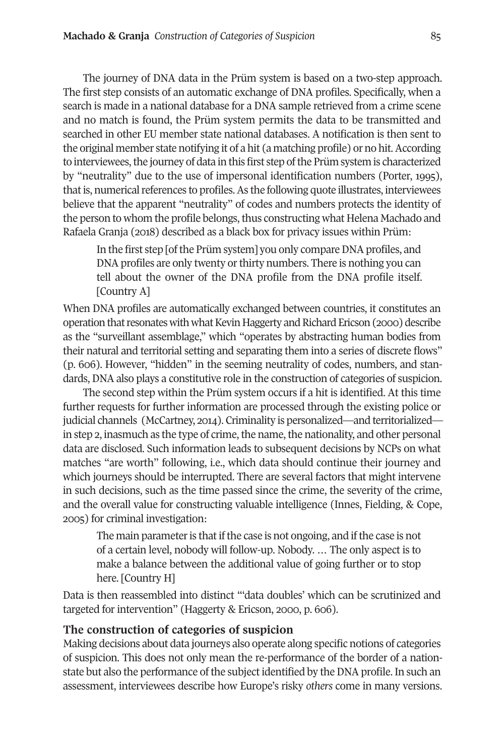The journey of DNA data in the Prüm system is based on a two-step approach. The first step consists of an automatic exchange of DNA profiles. Specifically, when a search is made in a national database for a DNA sample retrieved from a crime scene and no match is found, the Prüm system permits the data to be transmitted and searched in other EU member state national databases. A notification is then sent to the original member state notifying it of a hit (a matching profile) or no hit. According to interviewees, the journey of data in this first step of the Prüm system is characterized by "neutrality" due to the use of impersonal identification numbers (Porter, 1995), that is, numerical references to profiles. As the following quote illustrates, interviewees believe that the apparent "neutrality" of codes and numbers protects the identity of the person to whom the profile belongs, thus constructing what Helena Machado and Rafaela Granja (2018) described as a black box for privacy issues within Prüm:

> In the first step [of the Prüm system] you only compare DNA profiles, and DNA profiles are only twenty or thirty numbers. There is nothing you can tell about the owner of the DNA profile from the DNA profile itself. [Country A]

When DNA profiles are automatically exchanged between countries, it constitutes an operation that resonates with what Kevin Haggerty and Richard Ericson (2000) describe as the "surveillant assemblage," which "operates by abstracting human bodies from their natural and territorial setting and separating them into a series of discrete flows" (p. 606). However, "hidden" in the seeming neutrality of codes, numbers, and standards, DNA also plays a constitutive role in the construction of categories of suspicion.

The second step within the Prüm system occurs if a hit is identified. At this time further requests for further information are processed through the existing police or judicial channels (McCartney, 2014). Criminality is personalized—and territorialized—in step 2, inasmuch as the type of crime, the name, the nationality, and other personal data are disclosed. Such information leads to subsequent decisions by NCPs on what matches "are worth" following, i.e., which data should continue their journey and which journeys should be interrupted. There are several factors that might intervene in such decisions, such as the time passed since the crime, the severity of the crime, and the overall value for constructing valuable intelligence (Innes, Fielding, & Cope, 2005) for criminal investigation:

> The main parameter is that if the case is not ongoing, and if the case is not of a certain level, nobody will follow-up. Nobody. … The only aspect is to make a balance between the additional value of going further or to stop here. [Country H]

Data is then reassembled into distinct "'data doubles' which can be scrutinized and targeted for intervention" (Haggerty & Ericson, 2000, p. 606).

## The construction of categories of suspicion

Making decisions about data journeys also operate along specific notions of categories of suspicion. This does not only mean the re-performance of the border of a nation-state but also the performance of the subject identified by the DNA profile. In such an assessment, interviewees describe how Europe's risky *others* come in many versions.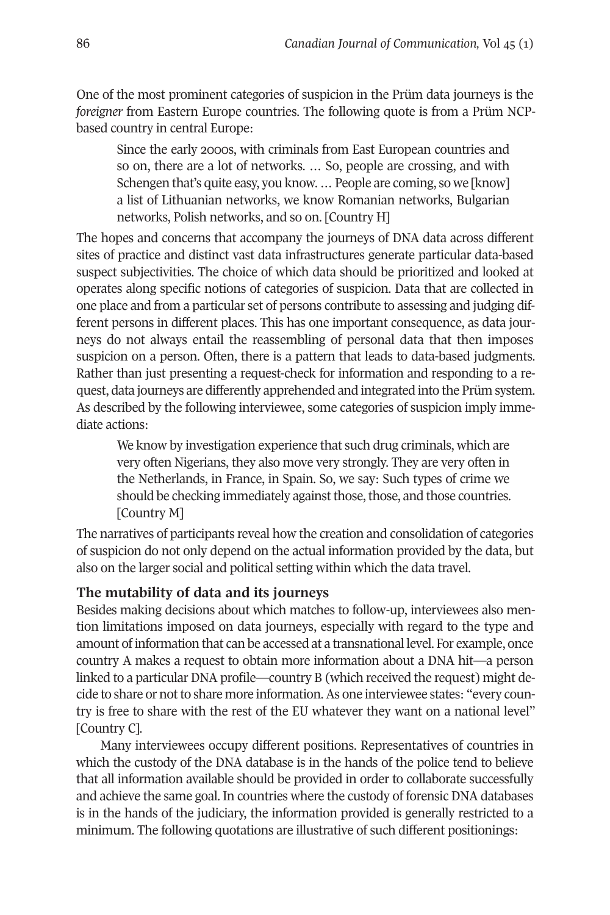One of the most prominent categories of suspicion in the Prüm data journeys is the *foreigner* from Eastern Europe countries. The following quote is from a Prüm NCP-based country in central Europe:

> Since the early 2000s, with criminals from East European countries and so on, there are a lot of networks. … So, people are crossing, and with Schengen that's quite easy, you know. … People are coming, so we [know] a list of Lithuanian networks, we know Romanian networks, Bulgarian networks, Polish networks, and so on. [Country H]

The hopes and concerns that accompany the journeys of DNA data across different sites of practice and distinct vast data infrastructures generate particular data-based suspect subjectivities. The choice of which data should be prioritized and looked at operates along specific notions of categories of suspicion. Data that are collected in one place and from a particular set of persons contribute to assessing and judging different persons in different places. This has one important consequence, as data journeys do not always entail the reassembling of personal data that then imposes suspicion on a person. Often, there is a pattern that leads to data-based judgments. Rather than just presenting a request-check for information and responding to a request, data journeys are differently apprehended and integrated into the Prüm system. As described by the following interviewee, some categories of suspicion imply immediate actions:

> We know by investigation experience that such drug criminals, which are very often Nigerians, they also move very strongly. They are very often in the Netherlands, in France, in Spain. So, we say: Such types of crime we should be checking immediately against those, those, and those countries. [Country M]

The narratives of participants reveal how the creation and consolidation of categories of suspicion do not only depend on the actual information provided by the data, but also on the larger social and political setting within which the data travel.

### The mutability of data and its journeys

Besides making decisions about which matches to follow-up, interviewees also mention limitations imposed on data journeys, especially with regard to the type and amount of information that can be accessed at a transnational level. For example, once country A makes a request to obtain more information about a DNA hit—a person linked to a particular DNA profile—country B (which received the request) might decide to share or not to share more information. As one interviewee states: "every country is free to share with the rest of the EU whatever they want on a national level" [Country C].

Many interviewees occupy different positions. Representatives of countries in which the custody of the DNA database is in the hands of the police tend to believe that all information available should be provided in order to collaborate successfully and achieve the same goal. In countries where the custody of forensic DNA databases is in the hands of the judiciary, the information provided is generally restricted to a minimum. The following quotations are illustrative of such different positionings: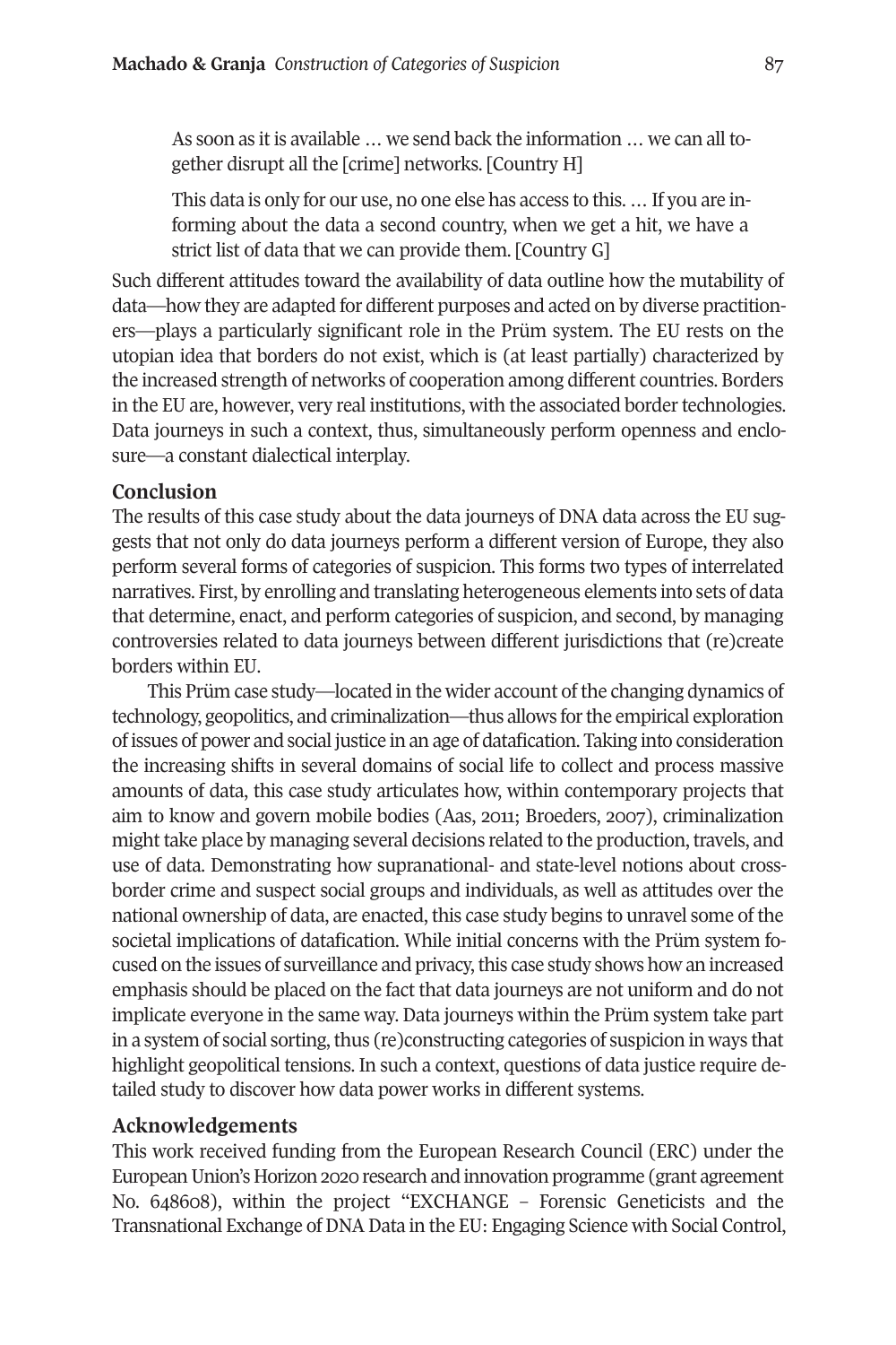> As soon as it is available … we send back the information … we can all together disrupt all the [crime] networks. [Country H]

> This data is only for our use, no one else has access to this. … If you are informing about the data a second country, when we get a hit, we have a strict list of data that we can provide them. [Country G]

Such different attitudes toward the availability of data outline how the mutability of data—how they are adapted for different purposes and acted on by diverse practitioners—plays a particularly significant role in the Prüm system. The EU rests on the utopian idea that borders do not exist, which is (at least partially) characterized by the increased strength of networks of cooperation among different countries. Borders in the EU are, however, very real institutions, with the associated border technologies. Data journeys in such a context, thus, simultaneously perform openness and enclosure—a constant dialectical interplay.

## Conclusion

The results of this case study about the data journeys of DNA data across the EU suggests that not only do data journeys perform a different version of Europe, they also perform several forms of categories of suspicion. This forms two types of interrelated narratives. First, by enrolling and translating heterogeneous elements into sets of data that determine, enact, and perform categories of suspicion, and second, by managing controversies related to data journeys between different jurisdictions that (re)create borders within EU.

This Prüm case study—located in the wider account of the changing dynamics of technology, geopolitics, and criminalization—thus allows for the empirical exploration of issues of power and social justice in an age of datafication. Taking into consideration the increasing shifts in several domains of social life to collect and process massive amounts of data, this case study articulates how, within contemporary projects that aim to know and govern mobile bodies (Aas, 2011; Broeders, 2007), criminalization might take place by managing several decisions related to the production, travels, and use of data. Demonstrating how supranational- and state-level notions about cross-border crime and suspect social groups and individuals, as well as attitudes over the national ownership of data, are enacted, this case study begins to unravel some of the societal implications of datafication. While initial concerns with the Prüm system focused on the issues of surveillance and privacy, this case study shows how an increased emphasis should be placed on the fact that data journeys are not uniform and do not implicate everyone in the same way. Data journeys within the Prüm system take part in a system of social sorting, thus (re)constructing categories of suspicion in ways that highlight geopolitical tensions. In such a context, questions of data justice require detailed study to discover how data power works in different systems.

## Acknowledgements

This work received funding from the European Research Council (ERC) under the European Union's Horizon 2020 research and innovation programme (grant agreement No. 648608), within the project "EXCHANGE – Forensic Geneticists and the Transnational Exchange of DNA Data in the EU: Engaging Science with Social Control,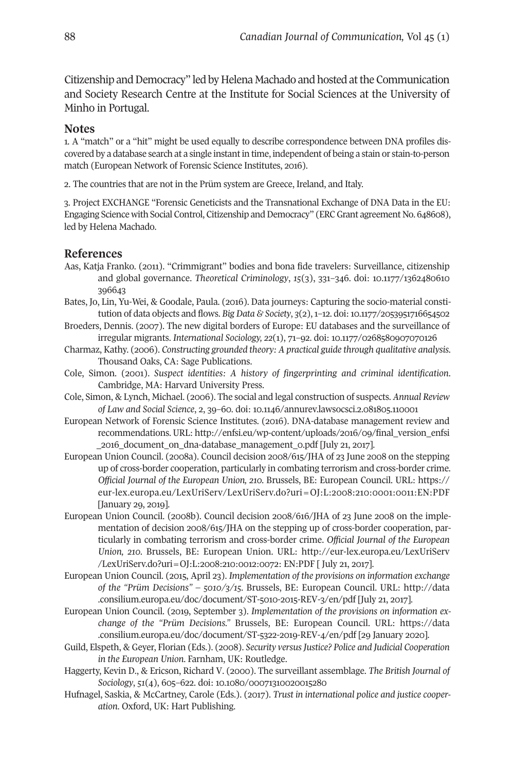Citizenship and Democracy" led by Helena Machado and hosted at the Communication and Society Research Centre at the Institute for Social Sciences at the University of Minho in Portugal.

## Notes

1. A "match" or a "hit" might be used equally to describe correspondence between DNA profiles discovered by a database search at a single instant in time, independent of being a stain or stain-to-person match (European Network of Forensic Science Institutes, 2016).

2. The countries that are not in the Prüm system are Greece, Ireland, and Italy.

3. Project EXCHANGE "Forensic Geneticists and the Transnational Exchange of DNA Data in the EU: Engaging Science with Social Control, Citizenship and Democracy" (ERC Grant agreement No. 648608), led by Helena Machado.

## References

Aas, Katja Franko. (2011). "Crimmigrant" bodies and bona fide travelers: Surveillance, citizenship and global governance. *Theoretical Criminology*, *15*(3), 331–346. doi: 10.1177/1362480610396643

Bates, Jo, Lin, Yu-Wei, & Goodale, Paula. (2016). Data journeys: Capturing the socio-material constitution of data objects and flows. *Big Data & Society*, *3*(2), 1–12. doi: 10.1177/2053951716654502

Broeders, Dennis. (2007). The new digital borders of Europe: EU databases and the surveillance of irregular migrants. *International Sociology, 22*(1), 71–92. doi: 10.1177/0268580907070126

Charmaz, Kathy. (2006). *Constructing grounded theory: A practical guide through qualitative analysis.* Thousand Oaks, CA: Sage Publications.

Cole, Simon. (2001). *Suspect identities: A history of fingerprinting and criminal identification.* Cambridge, MA: Harvard University Press.

Cole, Simon, & Lynch, Michael. (2006). The social and legal construction of suspects. *Annual Review of Law and Social Science*, 2, 39–60. doi: 10.1146/annurev.lawsocsci.2.081805.110001

European Network of Forensic Science Institutes. (2016). DNA-database management review and recommendations. URL: http://enfsi.eu/wp-content/uploads/2016/09/final_version_enfsi_2016_document_on_dna-database_management_0.pdf [July 21, 2017].

European Union Council. (2008a). Council decision 2008/615/JHA of 23 June 2008 on the stepping up of cross-border cooperation, particularly in combating terrorism and cross-border crime. *Official Journal of the European Union, 210.* Brussels, BE: European Council. URL: https://eur-lex.europa.eu/LexUriServ/LexUriServ.do?uri=OJ:L:2008:210:0001:0011:EN:PDF [January 29, 2019].

European Union Council. (2008b). Council decision 2008/616/JHA of 23 June 2008 on the implementation of decision 2008/615/JHA on the stepping up of cross-border cooperation, particularly in combating terrorism and cross-border crime. *Official Journal of the European Union, 210.* Brussels, BE: European Union. URL: http://eur-lex.europa.eu/LexUriServ/LexUriServ.do?uri=OJ:L:2008:210:0012:0072: EN:PDF [ July 21, 2017].

European Union Council. (2015, April 23). *Implementation of the provisions on information exchange of the "Prüm Decisions" – 5010/3/15.* Brussels, BE: European Council. URL: http://data.consilium.europa.eu/doc/document/ST-5010-2015-REV-3/en/pdf [July 21, 2017].

European Union Council. (2019, September 3). *Implementation of the provisions on information exchange of the "Prüm Decisions."* Brussels, BE: European Council. URL: https://data.consilium.europa.eu/doc/document/ST-5322-2019-REV-4/en/pdf [29 January 2020].

Guild, Elspeth, & Geyer, Florian (Eds.). (2008). *Security versus Justice? Police and Judicial Cooperation in the European Union.* Farnham, UK: Routledge.

Haggerty, Kevin D., & Ericson, Richard V. (2000). The surveillant assemblage. *The British Journal of Sociology*, *51*(4), 605–622. doi: 10.1080/00071310020015280

Hufnagel, Saskia, & McCartney, Carole (Eds.). (2017). *Trust in international police and justice cooperation.* Oxford, UK: Hart Publishing.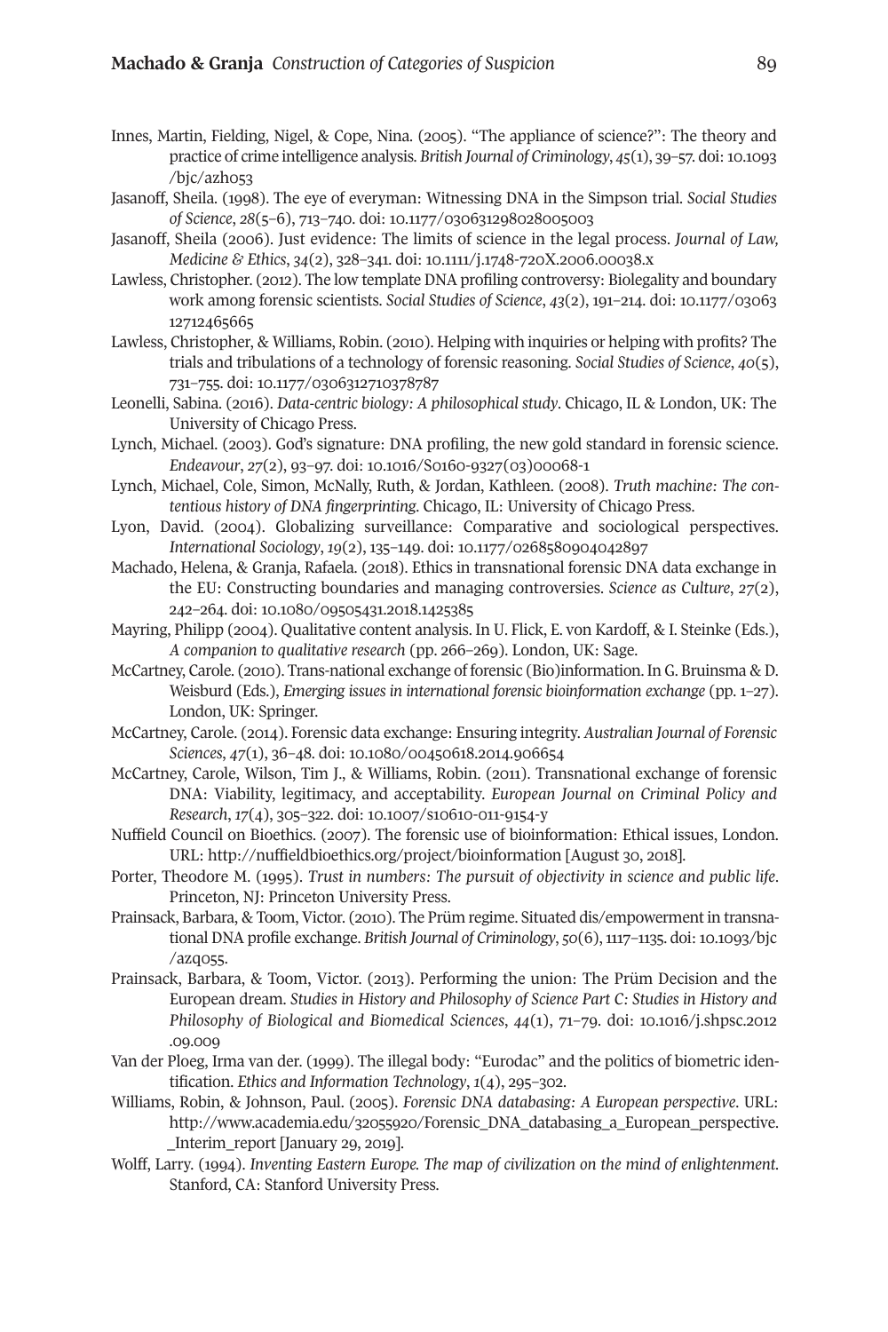Innes, Martin, Fielding, Nigel, & Cope, Nina. (2005). "The appliance of science?": The theory and practice of crime intelligence analysis. *British Journal of Criminology*, *45*(1), 39–57. doi: 10.1093/bjc/azh053

Jasanoff, Sheila. (1998). The eye of everyman: Witnessing DNA in the Simpson trial. *Social Studies of Science*, *28*(5–6), 713–740. doi: 10.1177/030631298028005003

Jasanoff, Sheila (2006). Just evidence: The limits of science in the legal process. *Journal of Law, Medicine & Ethics*, *34*(2), 328–341. doi: 10.1111/j.1748-720X.2006.00038.x

Lawless, Christopher. (2012). The low template DNA profiling controversy: Biolegality and boundary work among forensic scientists. *Social Studies of Science*, *43*(2), 191–214. doi: 10.1177/0306312712465665

Lawless, Christopher, & Williams, Robin. (2010). Helping with inquiries or helping with profits? The trials and tribulations of a technology of forensic reasoning. *Social Studies of Science*, *40*(5), 731–755. doi: 10.1177/0306312710378787

Leonelli, Sabina. (2016). *Data-centric biology: A philosophical study*. Chicago, IL & London, UK: The University of Chicago Press.

Lynch, Michael. (2003). God's signature: DNA profiling, the new gold standard in forensic science. *Endeavour*, *27*(2), 93–97. doi: 10.1016/S0160-9327(03)00068-1

Lynch, Michael, Cole, Simon, McNally, Ruth, & Jordan, Kathleen. (2008). *Truth machine: The contentious history of DNA fingerprinting*. Chicago, IL: University of Chicago Press.

Lyon, David. (2004). Globalizing surveillance: Comparative and sociological perspectives. *International Sociology*, *19*(2), 135–149. doi: 10.1177/0268580904042897

Machado, Helena, & Granja, Rafaela. (2018). Ethics in transnational forensic DNA data exchange in the EU: Constructing boundaries and managing controversies. *Science as Culture*, *27*(2), 242–264. doi: 10.1080/09505431.2018.1425385

Mayring, Philipp (2004). Qualitative content analysis. In U. Flick, E. von Kardoff, & I. Steinke (Eds.), *A companion to qualitative research* (pp. 266–269). London, UK: Sage.

McCartney, Carole. (2010). Trans-national exchange of forensic (Bio)information. In G. Bruinsma & D. Weisburd (Eds.), *Emerging issues in international forensic bioinformation exchange* (pp. 1–27). London, UK: Springer.

McCartney, Carole. (2014). Forensic data exchange: Ensuring integrity. *Australian Journal of Forensic Sciences*, *47*(1), 36–48. doi: 10.1080/00450618.2014.906654

McCartney, Carole, Wilson, Tim J., & Williams, Robin. (2011). Transnational exchange of forensic DNA: Viability, legitimacy, and acceptability. *European Journal on Criminal Policy and Research*, *17*(4), 305–322. doi: 10.1007/s10610-011-9154-y

Nuffield Council on Bioethics. (2007). The forensic use of bioinformation: Ethical issues, London. URL: http://nuffieldbioethics.org/project/bioinformation [August 30, 2018].

Porter, Theodore M. (1995). *Trust in numbers: The pursuit of objectivity in science and public life*. Princeton, NJ: Princeton University Press.

Prainsack, Barbara, & Toom, Victor. (2010). The Prüm regime. Situated dis/empowerment in transnational DNA profile exchange. *British Journal of Criminology*, *50*(6), 1117–1135. doi: 10.1093/bjc/azq055.

Prainsack, Barbara, & Toom, Victor. (2013). Performing the union: The Prüm Decision and the European dream. *Studies in History and Philosophy of Science Part C: Studies in History and Philosophy of Biological and Biomedical Sciences*, *44*(1), 71–79. doi: 10.1016/j.shpsc.2012.09.009

Van der Ploeg, Irma van der. (1999). The illegal body: "Eurodac" and the politics of biometric identification. *Ethics and Information Technology*, *1*(4), 295–302.

Williams, Robin, & Johnson, Paul. (2005). *Forensic DNA databasing: A European perspective*. URL: http://www.academia.edu/32055920/Forensic_DNA_databasing_a_European_perspective._Interim_report [January 29, 2019].

Wolff, Larry. (1994). *Inventing Eastern Europe. The map of civilization on the mind of enlightenment.* Stanford, CA: Stanford University Press.